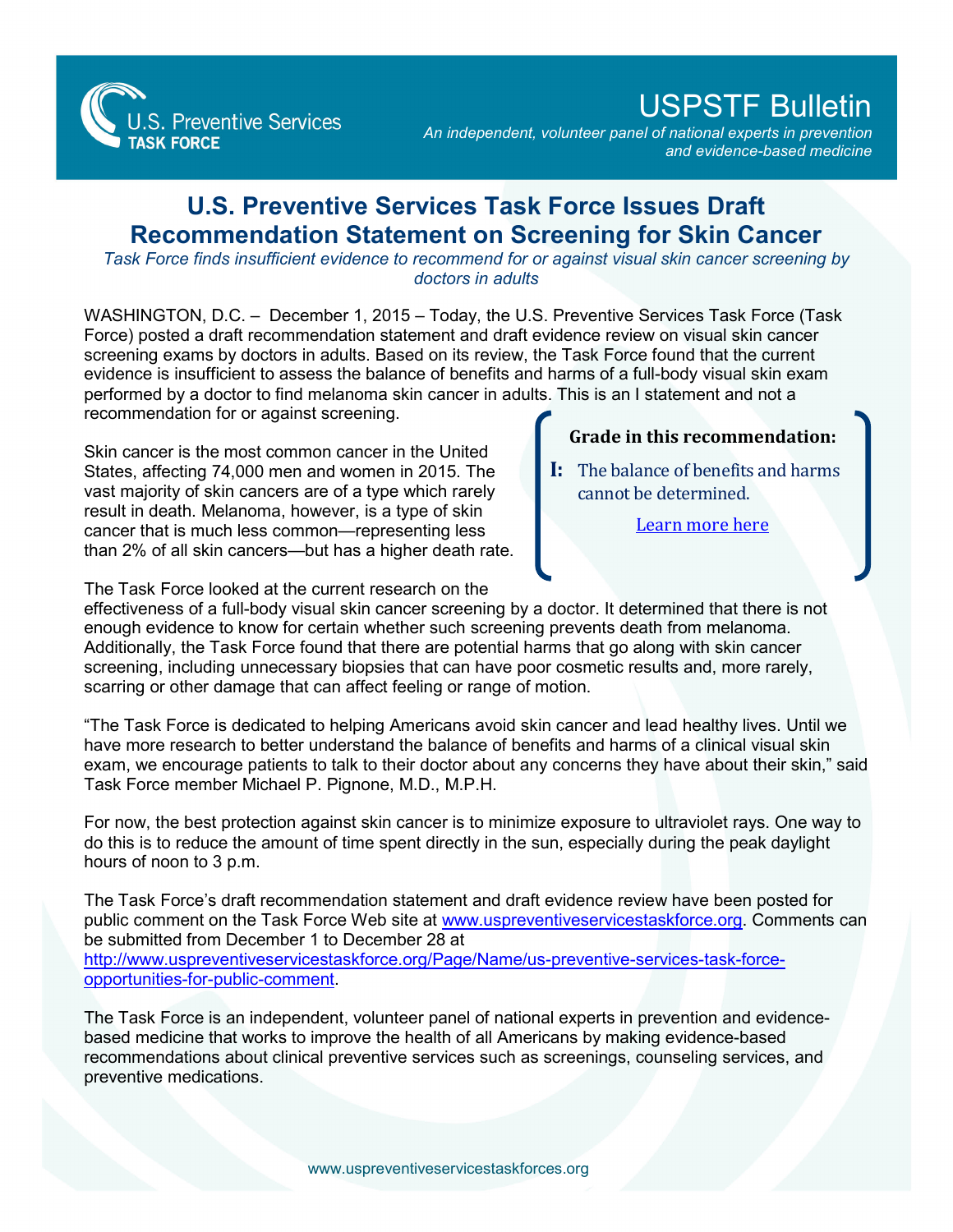U.S. Preventive Services TASK FORCE

# USPSTF Bulletin

*An independent, volunteer panel of national experts in prevention and evidence-based medicine*

## U.S. Preventive Services Task Force Issues Draft Recommendation Statement on Screening for Skin Cancer

*Task Force finds insufficient evidence to recommend for or against visual skin cancer screening by doctors in adults*

WASHINGTON, D.C. – December 1, 2015 – Today, the U.S. Preventive Services Task Force (Task Force) posted a draft recommendation statement and draft evidence review on visual skin cancer screening exams by doctors in adults. Based on its review, the Task Force found that the current evidence is insufficient to assess the balance of benefits and harms of a full-body visual skin exam performed by a doctor to find melanoma skin cancer in adults. This is an I statement and not a recommendation for or against screening.

**Grade in this recommendation:**

**I:** The balance of benefits and harms cannot be determined.

[Learn more here](#)

Skin cancer is the most common cancer in the United States, affecting 74,000 men and women in 2015. The vast majority of skin cancers are of a type which rarely result in death. Melanoma, however, is a type of skin cancer that is much less common—representing less than 2% of all skin cancers—but has a higher death rate.

The Task Force looked at the current research on the effectiveness of a full-body visual skin cancer screening by a doctor. It determined that there is not enough evidence to know for certain whether such screening prevents death from melanoma. Additionally, the Task Force found that there are potential harms that go along with skin cancer screening, including unnecessary biopsies that can have poor cosmetic results and, more rarely, scarring or other damage that can affect feeling or range of motion.

"The Task Force is dedicated to helping Americans avoid skin cancer and lead healthy lives. Until we have more research to better understand the balance of benefits and harms of a clinical visual skin exam, we encourage patients to talk to their doctor about any concerns they have about their skin," said Task Force member Michael P. Pignone, M.D., M.P.H.

For now, the best protection against skin cancer is to minimize exposure to ultraviolet rays. One way to do this is to reduce the amount of time spent directly in the sun, especially during the peak daylight hours of noon to 3 p.m.

The Task Force's draft recommendation statement and draft evidence review have been posted for public comment on the Task Force Web site at www.uspreventiveservicestaskforce.org. Comments can be submitted from December 1 to December 28 at http://www.uspreventiveservicestaskforce.org/Page/Name/us-preventive-services-task-force-opportunities-for-public-comment.

The Task Force is an independent, volunteer panel of national experts in prevention and evidence-based medicine that works to improve the health of all Americans by making evidence-based recommendations about clinical preventive services such as screenings, counseling services, and preventive medications.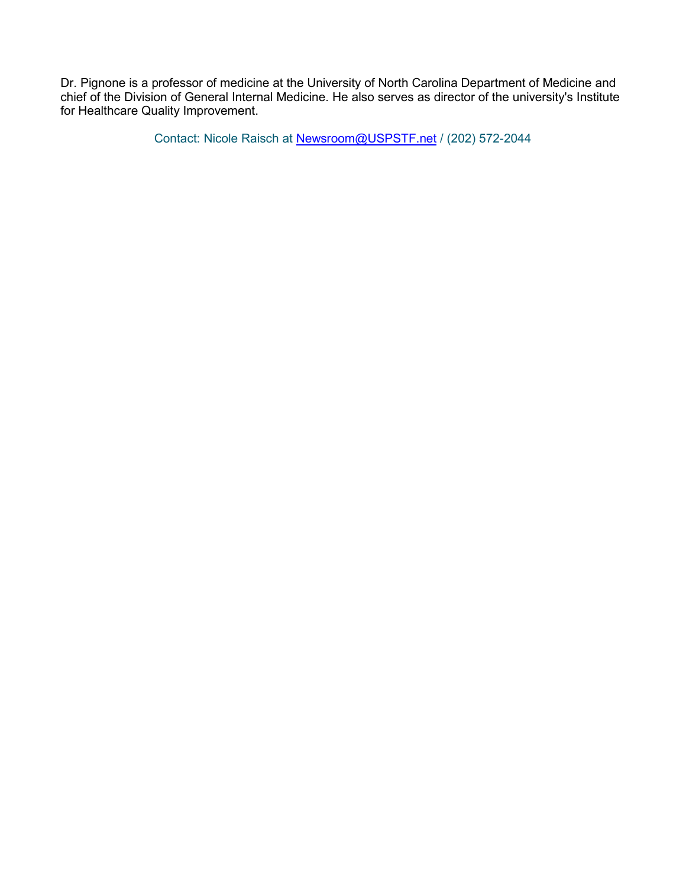Dr. Pignone is a professor of medicine at the University of North Carolina Department of Medicine and chief of the Division of General Internal Medicine. He also serves as director of the university's Institute for Healthcare Quality Improvement.

Contact: Nicole Raisch at Newsroom@USPSTF.net / (202) 572-2044